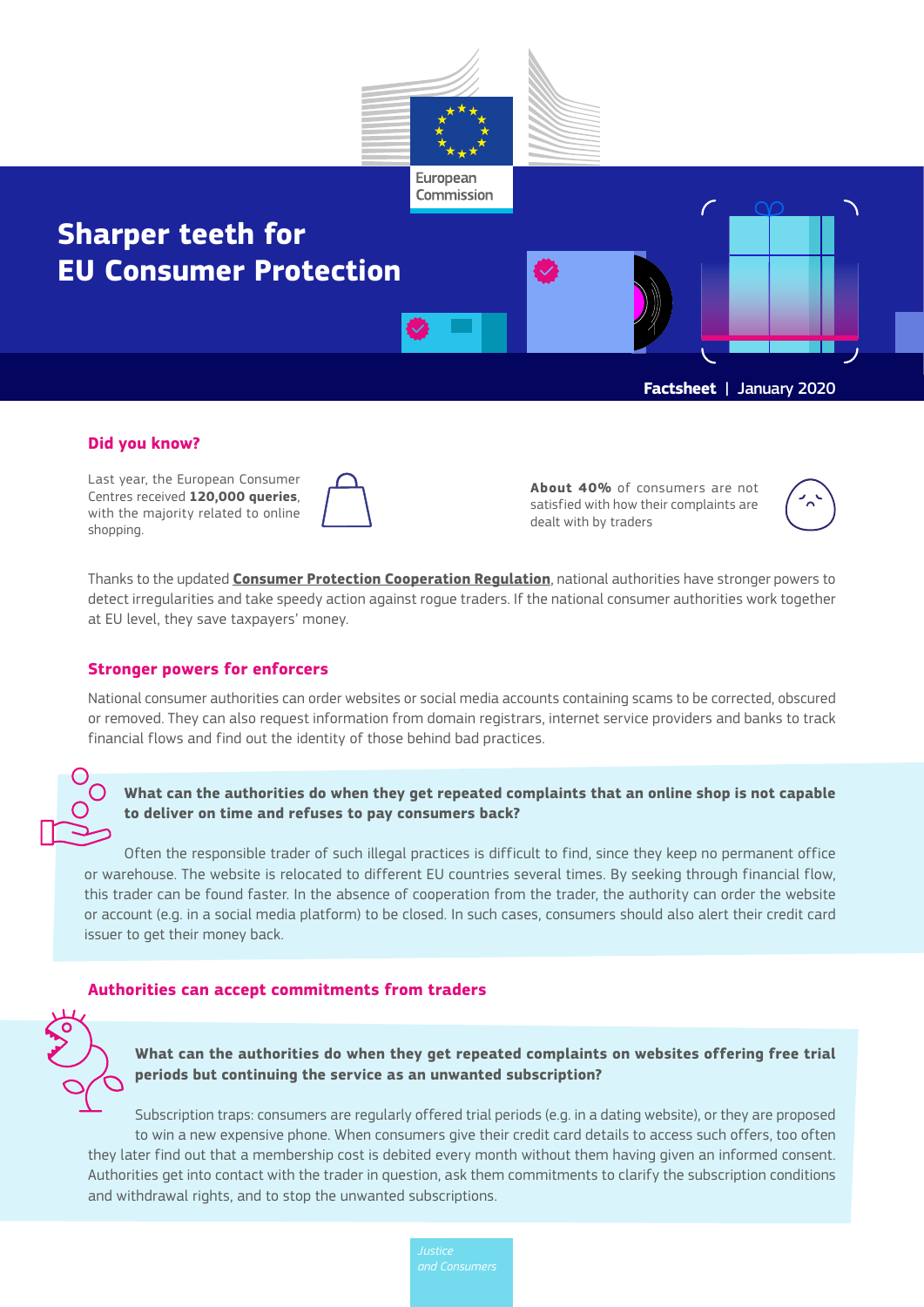European Commission

# Sharper teeth for EU Consumer Protection

**Factsheet** | January 2020

## Did you know?

Last year, the European Consumer Centres received **120,000 queries**, with the majority related to online shopping.

**About 40%** of consumers are not satisfied with how their complaints are dealt with by traders

Thanks to the updated **Consumer Protection Cooperation Regulation**, national authorities have stronger powers to detect irregularities and take speedy action against rogue traders. If the national consumer authorities work together at EU level, they save taxpayers' money.

## Stronger powers for enforcers

National consumer authorities can order websites or social media accounts containing scams to be corrected, obscured or removed. They can also request information from domain registrars, internet service providers and banks to track financial flows and find out the identity of those behind bad practices.

**What can the authorities do when they get repeated complaints that an online shop is not capable to deliver on time and refuses to pay consumers back?**

Often the responsible trader of such illegal practices is difficult to find, since they keep no permanent office or warehouse. The website is relocated to different EU countries several times. By seeking through financial flow, this trader can be found faster. In the absence of cooperation from the trader, the authority can order the website or account (e.g. in a social media platform) to be closed. In such cases, consumers should also alert their credit card issuer to get their money back.

## Authorities can accept commitments from traders

**What can the authorities do when they get repeated complaints on websites offering free trial periods but continuing the service as an unwanted subscription?**

Subscription traps: consumers are regularly offered trial periods (e.g. in a dating website), or they are proposed to win a new expensive phone. When consumers give their credit card details to access such offers, too often they later find out that a membership cost is debited every month without them having given an informed consent. Authorities get into contact with the trader in question, ask them commitments to clarify the subscription conditions and withdrawal rights, and to stop the unwanted subscriptions.

*Justice and Consumers*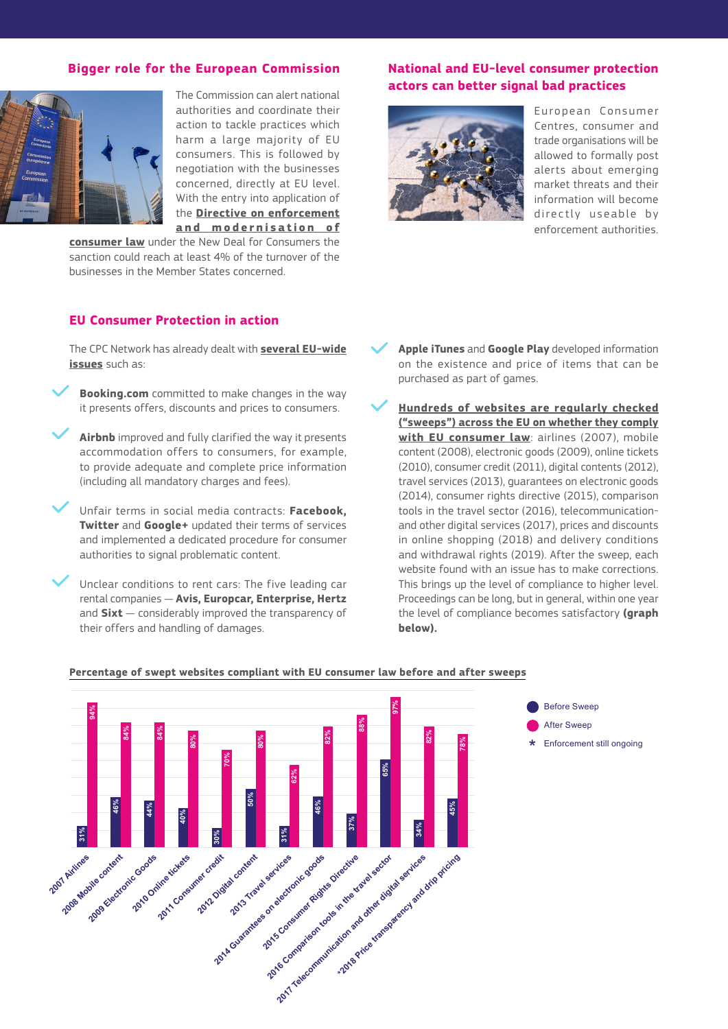## Bigger role for the European Commission

The Commission can alert national authorities and coordinate their action to tackle practices which harm a large majority of EU consumers. This is followed by negotiation with the businesses concerned, directly at EU level. With the entry into application of the **Directive on enforcement and modernisation of consumer law** under the New Deal for Consumers the sanction could reach at least 4% of the turnover of the businesses in the Member States concerned.

## National and EU-level consumer protection actors can better signal bad practices

European Consumer Centres, consumer and trade organisations will be allowed to formally post alerts about emerging market threats and their information will become directly useable by enforcement authorities.

## EU Consumer Protection in action

The CPC Network has already dealt with **several EU-wide issues** such as:

- **Booking.com** committed to make changes in the way it presents offers, discounts and prices to consumers.
- **Airbnb** improved and fully clarified the way it presents accommodation offers to consumers, for example, to provide adequate and complete price information (including all mandatory charges and fees).
- Unfair terms in social media contracts: **Facebook, Twitter** and **Google+** updated their terms of services and implemented a dedicated procedure for consumer authorities to signal problematic content.
- Unclear conditions to rent cars: The five leading car rental companies — **Avis, Europcar, Enterprise, Hertz** and **Sixt** — considerably improved the transparency of their offers and handling of damages.
- **Apple iTunes** and **Google Play** developed information on the existence and price of items that can be purchased as part of games.
- **Hundreds of websites are regularly checked ("sweeps") across the EU on whether they comply with EU consumer law**: airlines (2007), mobile content (2008), electronic goods (2009), online tickets (2010), consumer credit (2011), digital contents (2012), travel services (2013), guarantees on electronic goods (2014), consumer rights directive (2015), comparison tools in the travel sector (2016), telecommunication- and other digital services (2017), prices and discounts in online shopping (2018) and delivery conditions and withdrawal rights (2019). After the sweep, each website found with an issue has to make corrections. This brings up the level of compliance to higher level. Proceedings can be long, but in general, within one year the level of compliance becomes satisfactory **(graph below).**

**Percentage of swept websites compliant with EU consumer law before and after sweeps**

Before Sweep
After Sweep
* Enforcement still ongoing

2007 Airlines: 31%, 94%
2008 Mobile content: 46%, 84%
2009 Electronic Goods: 44%, 84%
2010 Online tickets: 40%, 80%
2011 Consumer credit: 30%, 70%
2012 Digital content: 50%, 80%
2013 Travel services: 31%, 62%
2014 Guarantees on electronic goods: 46%, 82%
2015 Consumer Rights Directive: 37%, 88%
2016 Comparison tools in the travel sector: 65%, 97%
2017 Telecommunication and other digital services: 34%, 82%
*2018 Price transparency and drip pricing: 45%, 78%